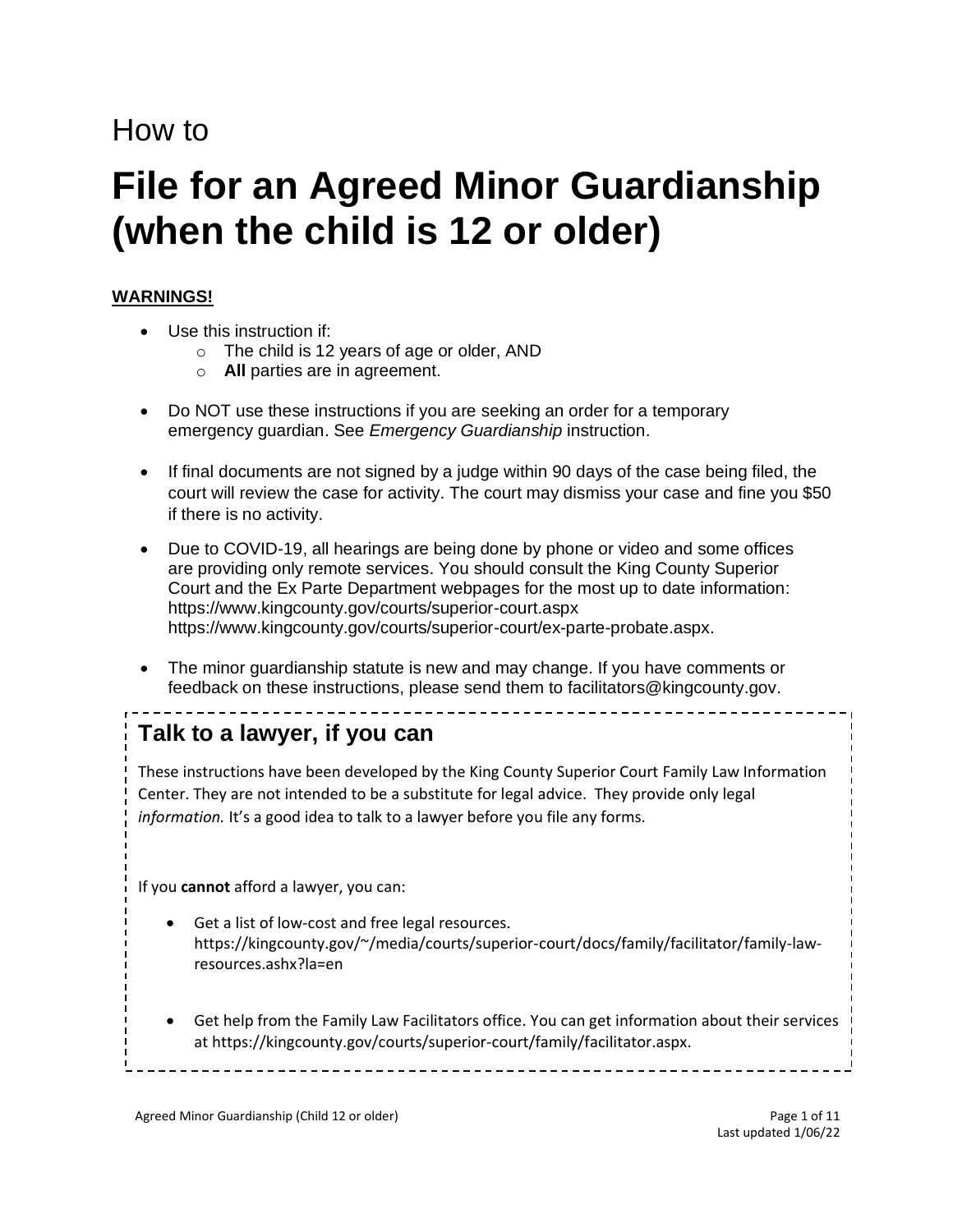How to

# File for an Agreed Minor Guardianship (when the child is 12 or older)

**WARNINGS!**

- Use this instruction if:
  - The child is 12 years of age or older, AND
  - **All** parties are in agreement.
- Do NOT use these instructions if you are seeking an order for a temporary emergency guardian. See *Emergency Guardianship* instruction.
- If final documents are not signed by a judge within 90 days of the case being filed, the court will review the case for activity. The court may dismiss your case and fine you $50 if there is no activity.
- Due to COVID-19, all hearings are being done by phone or video and some offices are providing only remote services. You should consult the King County Superior Court and the Ex Parte Department webpages for the most up to date information: https://www.kingcounty.gov/courts/superior-court.aspx https://www.kingcounty.gov/courts/superior-court/ex-parte-probate.aspx.
- The minor guardianship statute is new and may change. If you have comments or feedback on these instructions, please send them to facilitators@kingcounty.gov.

## Talk to a lawyer, if you can

These instructions have been developed by the King County Superior Court Family Law Information Center. They are not intended to be a substitute for legal advice. They provide only legal *information.* It's a good idea to talk to a lawyer before you file any forms.

If you **cannot** afford a lawyer, you can:

- Get a list of low-cost and free legal resources. https://kingcounty.gov/~/media/courts/superior-court/docs/family/facilitator/family-law-resources.ashx?la=en
- Get help from the Family Law Facilitators office. You can get information about their services at https://kingcounty.gov/courts/superior-court/family/facilitator.aspx.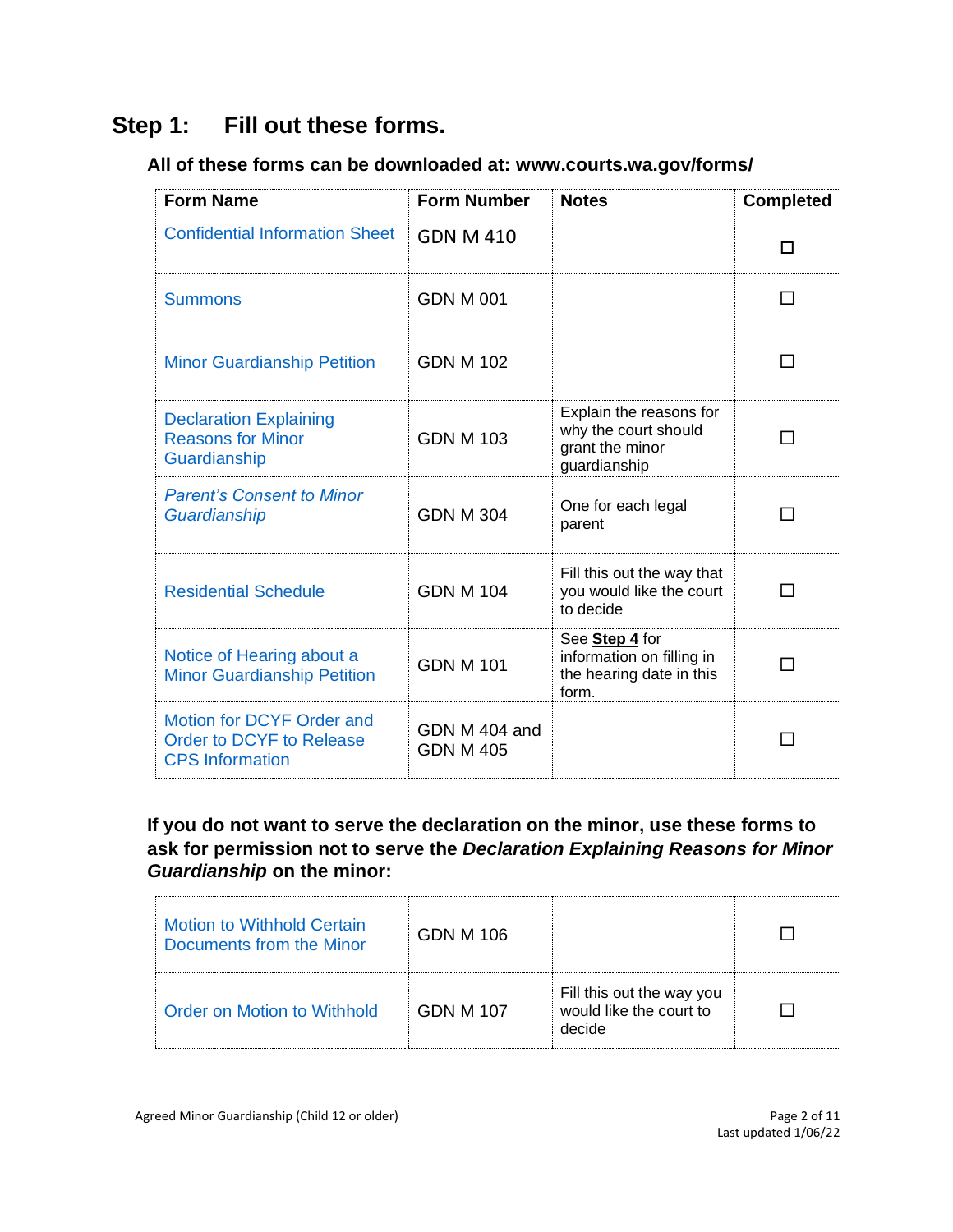## Step 1: Fill out these forms.

### All of these forms can be downloaded at: www.courts.wa.gov/forms/

| Form Name | Form Number | Notes | Completed |
|---|---|---|---|
| Confidential Information Sheet | GDN M 410 | | ☐ |
| Summons | GDN M 001 | | ☐ |
| Minor Guardianship Petition | GDN M 102 | | ☐ |
| Declaration Explaining Reasons for Minor Guardianship | GDN M 103 | Explain the reasons for why the court should grant the minor guardianship | ☐ |
| *Parent's Consent to Minor Guardianship* | GDN M 304 | One for each legal parent | ☐ |
| Residential Schedule | GDN M 104 | Fill this out the way that you would like the court to decide | ☐ |
| Notice of Hearing about a Minor Guardianship Petition | GDN M 101 | See **Step 4** for information on filling in the hearing date in this form. | ☐ |
| Motion for DCYF Order and Order to DCYF to Release CPS Information | GDN M 404 and GDN M 405 | | ☐ |

### If you do not want to serve the declaration on the minor, use these forms to ask for permission not to serve the *Declaration Explaining Reasons for Minor Guardianship* on the minor:

| Form Name | Form Number | Notes | Completed |
|---|---|---|---|
| Motion to Withhold Certain Documents from the Minor | GDN M 106 | | ☐ |
| Order on Motion to Withhold | GDN M 107 | Fill this out the way you would like the court to decide | ☐ |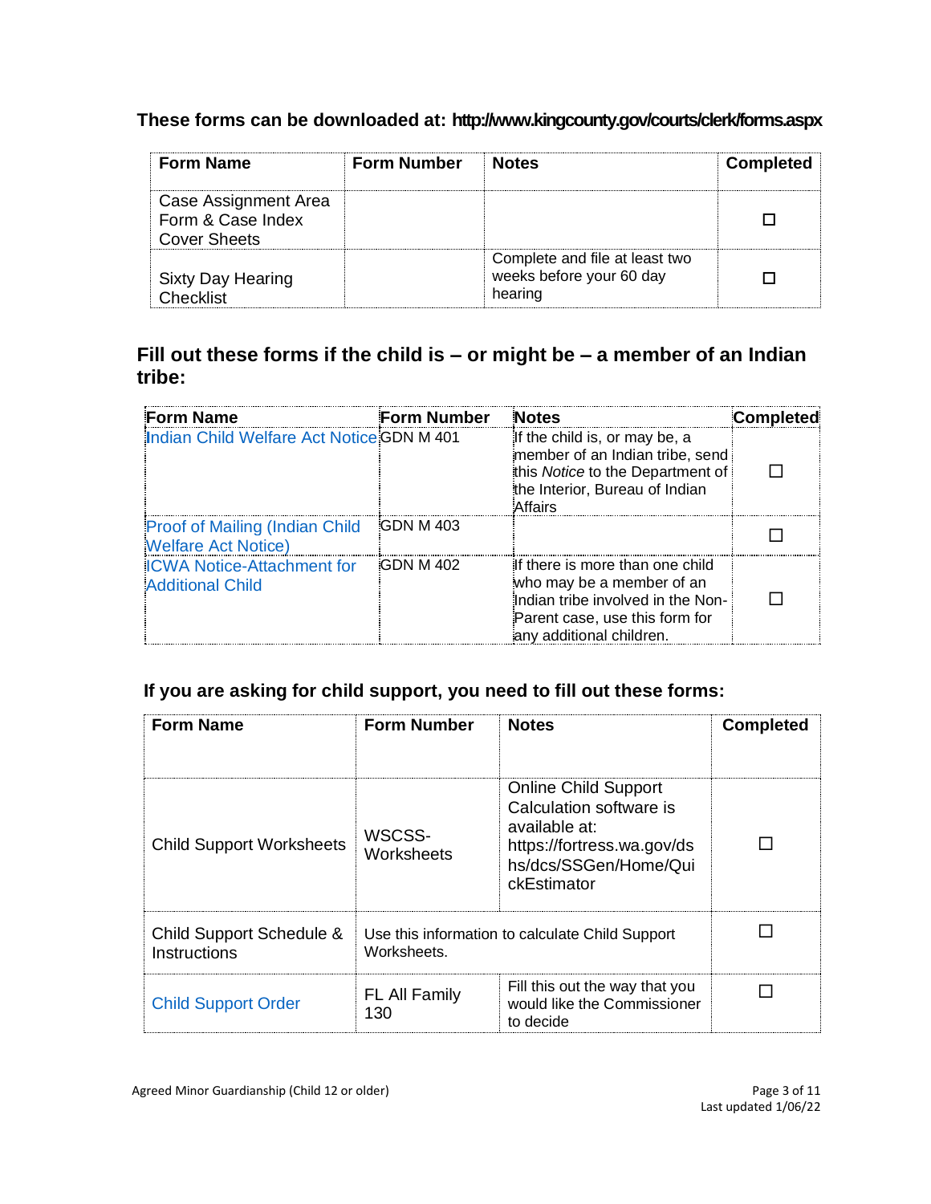**These forms can be downloaded at: http://www.kingcounty.gov/courts/clerk/forms.aspx**

| Form Name | Form Number | Notes | Completed |
|---|---|---|---|
| Case Assignment Area Form & Case Index Cover Sheets | | | ☐ |
| Sixty Day Hearing Checklist | | Complete and file at least two weeks before your 60 day hearing | ☐ |

## Fill out these forms if the child is – or might be – a member of an Indian tribe:

| Form Name | Form Number | Notes | Completed |
|---|---|---|---|
| Indian Child Welfare Act Notice | GDN M 401 | If the child is, or may be, a member of an Indian tribe, send this *Notice* to the Department of the Interior, Bureau of Indian Affairs | ☐ |
| Proof of Mailing (Indian Child Welfare Act Notice) | GDN M 403 | | ☐ |
| ICWA Notice-Attachment for Additional Child | GDN M 402 | If there is more than one child who may be a member of an Indian tribe involved in the Non-Parent case, use this form for any additional children. | ☐ |

## If you are asking for child support, you need to fill out these forms:

| Form Name | Form Number | Notes | Completed |
|---|---|---|---|
| Child Support Worksheets | WSCSS-Worksheets | Online Child Support Calculation software is available at: https://fortress.wa.gov/dshs/dcs/SSGen/Home/QuickEstimator | ☐ |
| Child Support Schedule & Instructions | Use this information to calculate Child Support Worksheets. | | ☐ |
| Child Support Order | FL All Family 130 | Fill this out the way that you would like the Commissioner to decide | ☐ |

Agreed Minor Guardianship (Child 12 or older)

Last updated 1/06/22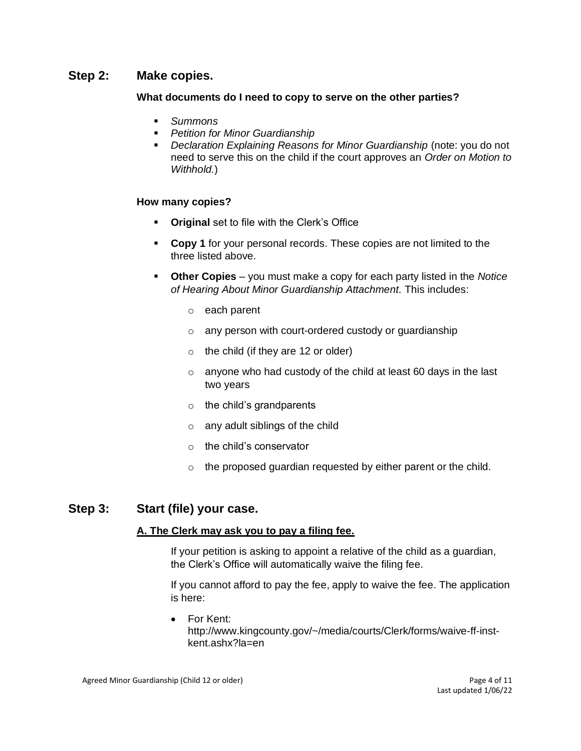## Step 2: Make copies.

**What documents do I need to copy to serve on the other parties?**

- *Summons*
- *Petition for Minor Guardianship*
- *Declaration Explaining Reasons for Minor Guardianship* (note: you do not need to serve this on the child if the court approves an *Order on Motion to Withhold.*)

**How many copies?**

- **Original** set to file with the Clerk's Office
- **Copy 1** for your personal records. These copies are not limited to the three listed above.
- **Other Copies** – you must make a copy for each party listed in the *Notice of Hearing About Minor Guardianship Attachment.* This includes:
  - each parent
  - any person with court-ordered custody or guardianship
  - the child (if they are 12 or older)
  - anyone who had custody of the child at least 60 days in the last two years
  - the child's grandparents
  - any adult siblings of the child
  - the child's conservator
  - the proposed guardian requested by either parent or the child.

## Step 3: Start (file) your case.

**A. The Clerk may ask you to pay a filing fee.**

If your petition is asking to appoint a relative of the child as a guardian, the Clerk's Office will automatically waive the filing fee.

If you cannot afford to pay the fee, apply to waive the fee. The application is here:

- For Kent: http://www.kingcounty.gov/~/media/courts/Clerk/forms/waive-ff-inst-kent.ashx?la=en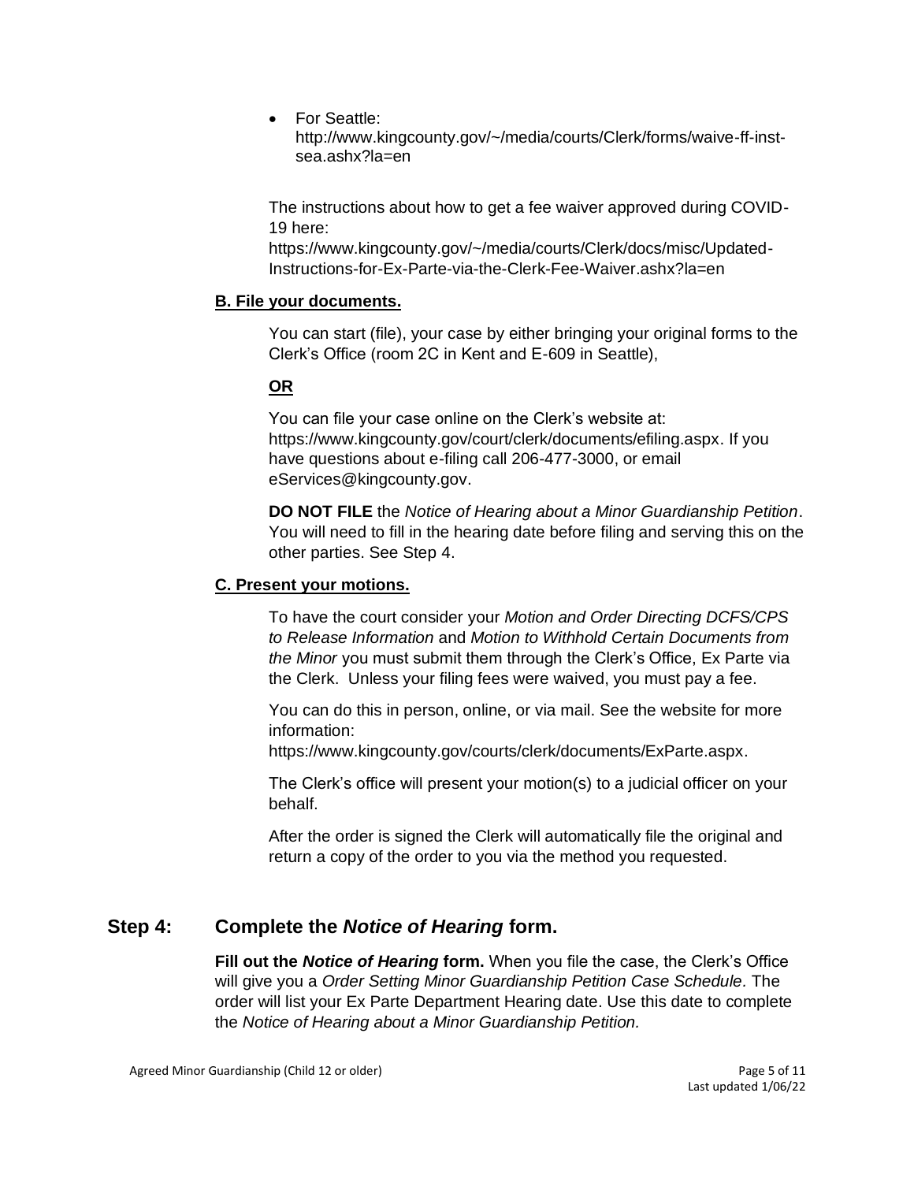- For Seattle: http://www.kingcounty.gov/~/media/courts/Clerk/forms/waive-ff-inst-sea.ashx?la=en

The instructions about how to get a fee waiver approved during COVID-19 here: https://www.kingcounty.gov/~/media/courts/Clerk/docs/misc/Updated-Instructions-for-Ex-Parte-via-the-Clerk-Fee-Waiver.ashx?la=en

**B. File your documents.**

You can start (file), your case by either bringing your original forms to the Clerk's Office (room 2C in Kent and E-609 in Seattle),

**OR**

You can file your case online on the Clerk's website at: https://www.kingcounty.gov/court/clerk/documents/efiling.aspx. If you have questions about e-filing call 206-477-3000, or email eServices@kingcounty.gov.

**DO NOT FILE** the *Notice of Hearing about a Minor Guardianship Petition*. You will need to fill in the hearing date before filing and serving this on the other parties. See Step 4.

**C. Present your motions.**

To have the court consider your *Motion and Order Directing DCFS/CPS to Release Information* and *Motion to Withhold Certain Documents from the Minor* you must submit them through the Clerk's Office, Ex Parte via the Clerk. Unless your filing fees were waived, you must pay a fee.

You can do this in person, online, or via mail. See the website for more information: https://www.kingcounty.gov/courts/clerk/documents/ExParte.aspx.

The Clerk's office will present your motion(s) to a judicial officer on your behalf.

After the order is signed the Clerk will automatically file the original and return a copy of the order to you via the method you requested.

## Step 4: Complete the *Notice of Hearing* form.

**Fill out the *Notice of Hearing* form.** When you file the case, the Clerk's Office will give you a *Order Setting Minor Guardianship Petition Case Schedule.* The order will list your Ex Parte Department Hearing date. Use this date to complete the *Notice of Hearing about a Minor Guardianship Petition.*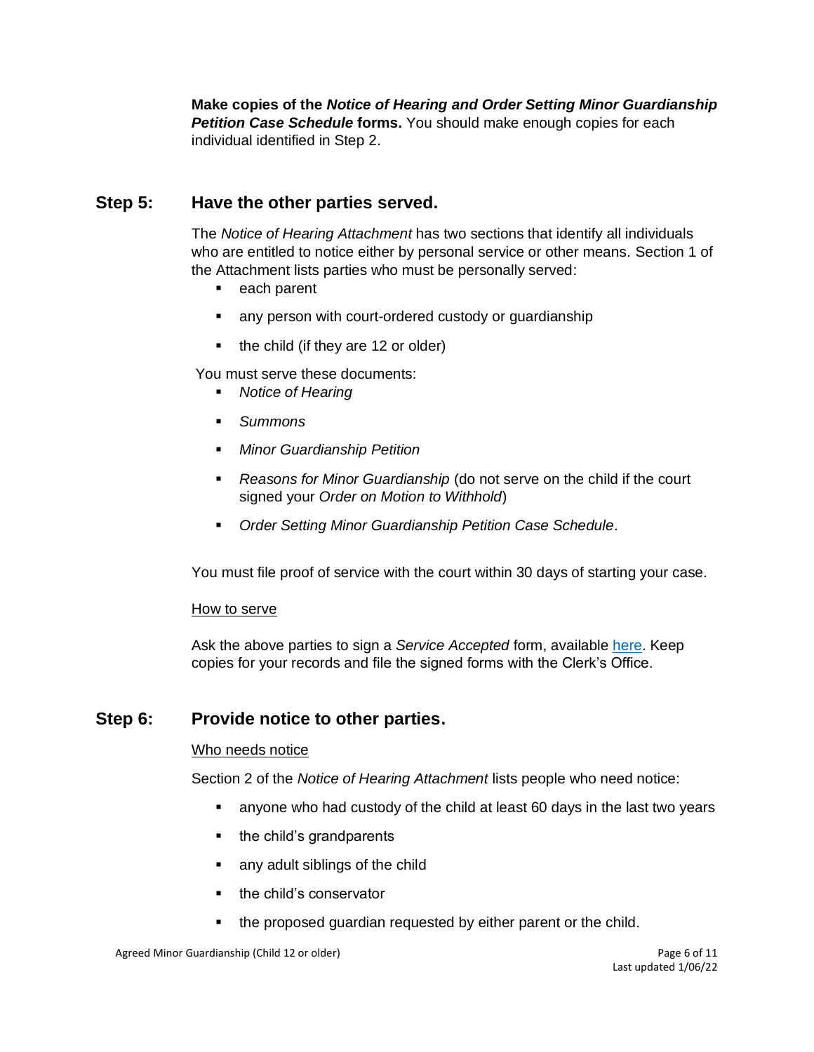**Make copies of the *Notice of Hearing and Order Setting Minor Guardianship Petition Case Schedule* forms.** You should make enough copies for each individual identified in Step 2.

## Step 5: Have the other parties served.

The *Notice of Hearing Attachment* has two sections that identify all individuals who are entitled to notice either by personal service or other means. Section 1 of the Attachment lists parties who must be personally served:

- each parent
- any person with court-ordered custody or guardianship
- the child (if they are 12 or older)

You must serve these documents:

- *Notice of Hearing*
- *Summons*
- *Minor Guardianship Petition*
- *Reasons for Minor Guardianship* (do not serve on the child if the court signed your *Order on Motion to Withhold*)
- *Order Setting Minor Guardianship Petition Case Schedule*.

You must file proof of service with the court within 30 days of starting your case.

How to serve

Ask the above parties to sign a *Service Accepted* form, available here. Keep copies for your records and file the signed forms with the Clerk's Office.

## Step 6: Provide notice to other parties.

Who needs notice

Section 2 of the *Notice of Hearing Attachment* lists people who need notice:

- anyone who had custody of the child at least 60 days in the last two years
- the child's grandparents
- any adult siblings of the child
- the child's conservator
- the proposed guardian requested by either parent or the child.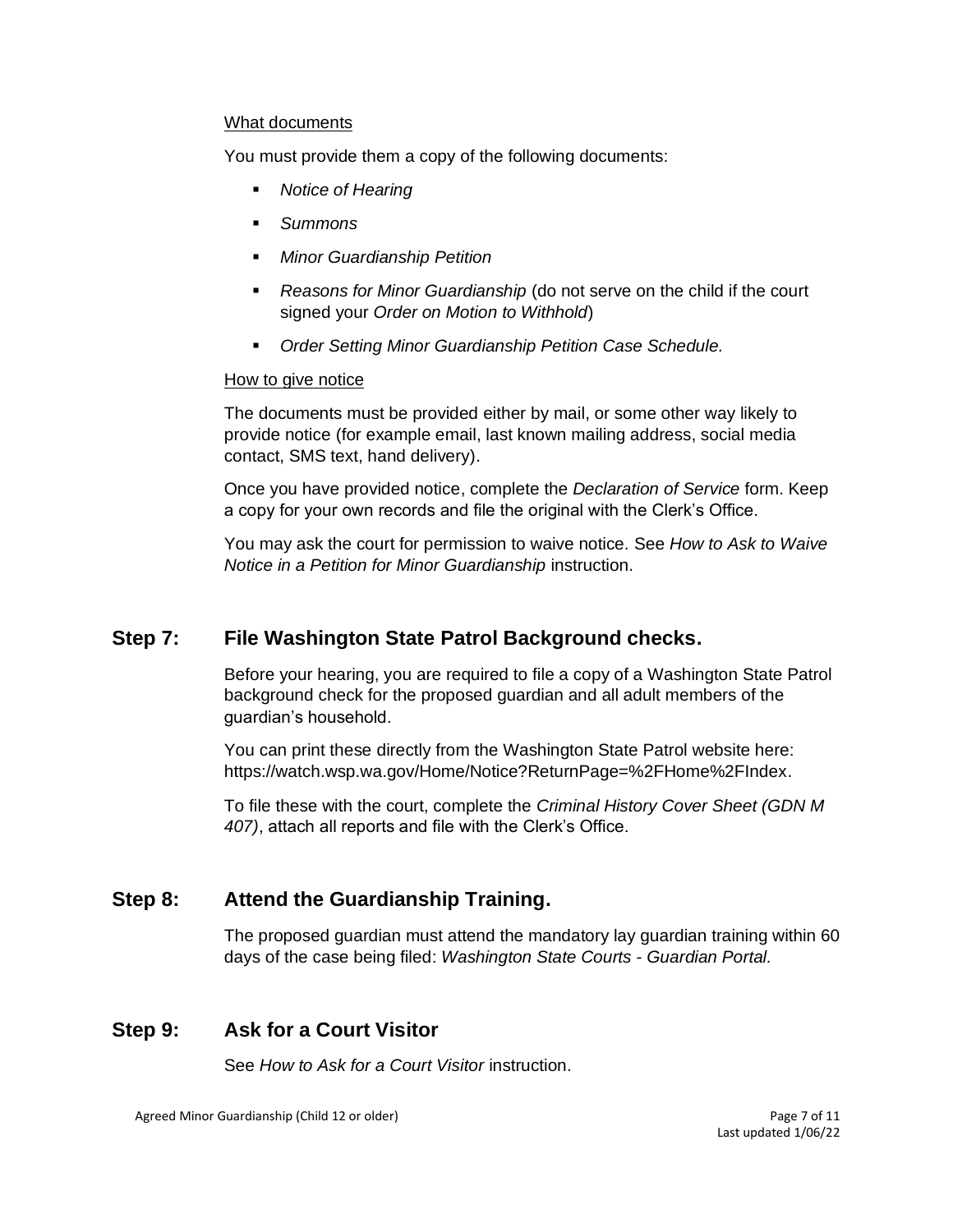What documents

You must provide them a copy of the following documents:

- *Notice of Hearing*
- *Summons*
- *Minor Guardianship Petition*
- *Reasons for Minor Guardianship* (do not serve on the child if the court signed your *Order on Motion to Withhold*)
- *Order Setting Minor Guardianship Petition Case Schedule.*

How to give notice

The documents must be provided either by mail, or some other way likely to provide notice (for example email, last known mailing address, social media contact, SMS text, hand delivery).

Once you have provided notice, complete the *Declaration of Service* form. Keep a copy for your own records and file the original with the Clerk's Office.

You may ask the court for permission to waive notice. See *How to Ask to Waive Notice in a Petition for Minor Guardianship* instruction.

## Step 7: File Washington State Patrol Background checks.

Before your hearing, you are required to file a copy of a Washington State Patrol background check for the proposed guardian and all adult members of the guardian's household.

You can print these directly from the Washington State Patrol website here: https://watch.wsp.wa.gov/Home/Notice?ReturnPage=%2FHome%2FIndex.

To file these with the court, complete the *Criminal History Cover Sheet (GDN M 407)*, attach all reports and file with the Clerk's Office.

## Step 8: Attend the Guardianship Training.

The proposed guardian must attend the mandatory lay guardian training within 60 days of the case being filed: *Washington State Courts - Guardian Portal.*

## Step 9: Ask for a Court Visitor

See *How to Ask for a Court Visitor* instruction.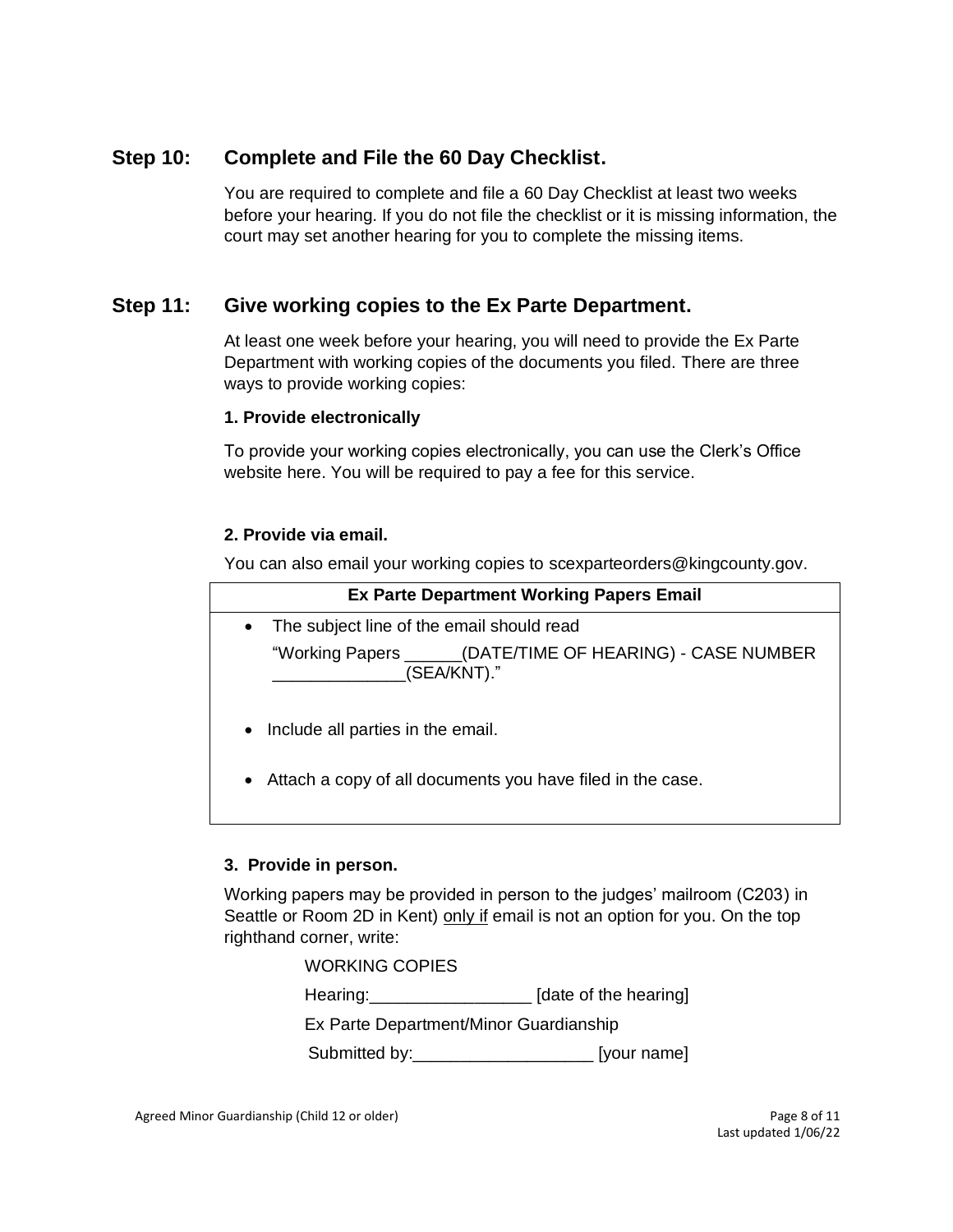## Step 10: Complete and File the 60 Day Checklist.

You are required to complete and file a 60 Day Checklist at least two weeks before your hearing. If you do not file the checklist or it is missing information, the court may set another hearing for you to complete the missing items.

## Step 11: Give working copies to the Ex Parte Department.

At least one week before your hearing, you will need to provide the Ex Parte Department with working copies of the documents you filed. There are three ways to provide working copies:

**1. Provide electronically**

To provide your working copies electronically, you can use the Clerk's Office website here. You will be required to pay a fee for this service.

**2. Provide via email.**

You can also email your working copies to scexparteorders@kingcounty.gov.

| Ex Parte Department Working Papers Email |
| --- |
| • The subject line of the email should read "Working Papers ______(DATE/TIME OF HEARING) - CASE NUMBER ______________(SEA/KNT)." <br> • Include all parties in the email. <br> • Attach a copy of all documents you have filed in the case. |

**3. Provide in person.**

Working papers may be provided in person to the judges' mailroom (C203) in Seattle or Room 2D in Kent) <u>only if</u> email is not an option for you. On the top righthand corner, write:

WORKING COPIES

Hearing:_________________ [date of the hearing]

Ex Parte Department/Minor Guardianship

Submitted by:___________________ [your name]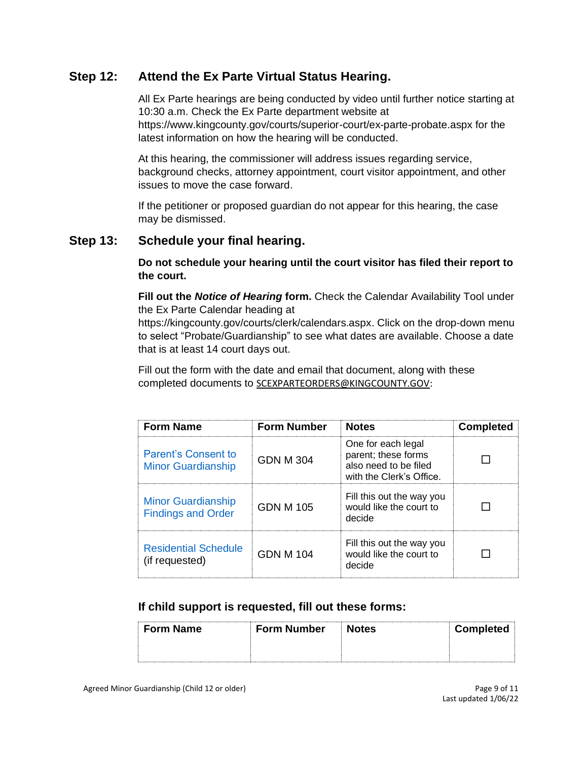## Step 12: Attend the Ex Parte Virtual Status Hearing.

All Ex Parte hearings are being conducted by video until further notice starting at 10:30 a.m. Check the Ex Parte department website at https://www.kingcounty.gov/courts/superior-court/ex-parte-probate.aspx for the latest information on how the hearing will be conducted.

At this hearing, the commissioner will address issues regarding service, background checks, attorney appointment, court visitor appointment, and other issues to move the case forward.

If the petitioner or proposed guardian do not appear for this hearing, the case may be dismissed.

## Step 13: Schedule your final hearing.

**Do not schedule your hearing until the court visitor has filed their report to the court.**

**Fill out the *Notice of Hearing* form.** Check the Calendar Availability Tool under the Ex Parte Calendar heading at https://kingcounty.gov/courts/clerk/calendars.aspx. Click on the drop-down menu to select "Probate/Guardianship" to see what dates are available. Choose a date that is at least 14 court days out.

Fill out the form with the date and email that document, along with these completed documents to SCEXPARTEORDERS@KINGCOUNTY.GOV:

| Form Name | Form Number | Notes | Completed |
|---|---|---|---|
| Parent's Consent to Minor Guardianship | GDN M 304 | One for each legal parent; these forms also need to be filed with the Clerk's Office. | ☐ |
| Minor Guardianship Findings and Order | GDN M 105 | Fill this out the way you would like the court to decide | ☐ |
| Residential Schedule (if requested) | GDN M 104 | Fill this out the way you would like the court to decide | ☐ |

### If child support is requested, fill out these forms:

| Form Name | Form Number | Notes | Completed |
|---|---|---|---|
| | | | |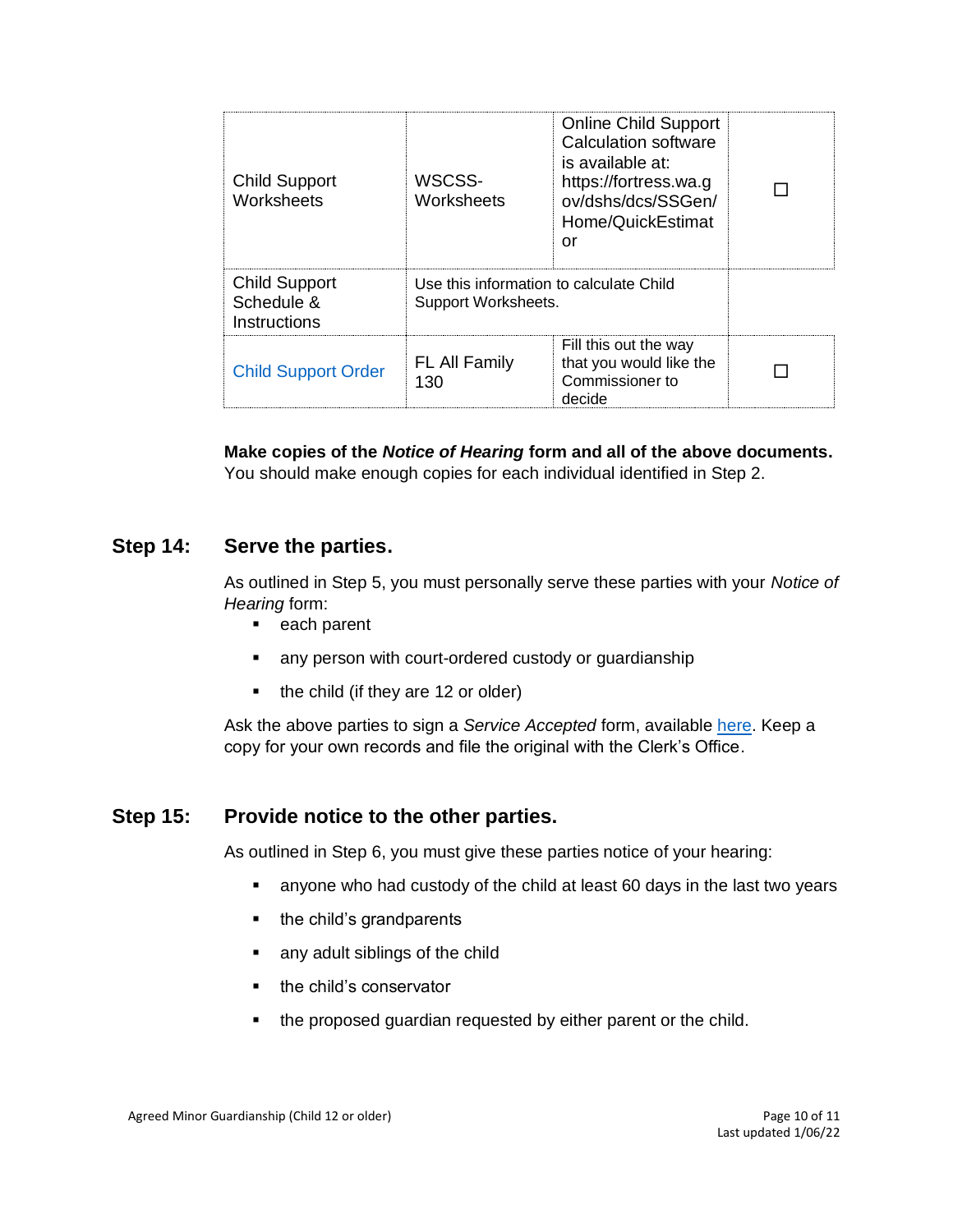| | | | |
|---|---|---|---|
| Child Support Worksheets | WSCSS-Worksheets | Online Child Support Calculation software is available at: https://fortress.wa.gov/dshs/dcs/SSGen/Home/QuickEstimator | ☐ |
| Child Support Schedule & Instructions | Use this information to calculate Child Support Worksheets. | | |
| Child Support Order | FL All Family 130 | Fill this out the way that you would like the Commissioner to decide | ☐ |

**Make copies of the *Notice of Hearing* form and all of the above documents.** You should make enough copies for each individual identified in Step 2.

## Step 14: Serve the parties.

As outlined in Step 5, you must personally serve these parties with your *Notice of Hearing* form:

- each parent
- any person with court-ordered custody or guardianship
- the child (if they are 12 or older)

Ask the above parties to sign a *Service Accepted* form, available here. Keep a copy for your own records and file the original with the Clerk's Office.

## Step 15: Provide notice to the other parties.

As outlined in Step 6, you must give these parties notice of your hearing:

- anyone who had custody of the child at least 60 days in the last two years
- the child's grandparents
- any adult siblings of the child
- the child's conservator
- the proposed guardian requested by either parent or the child.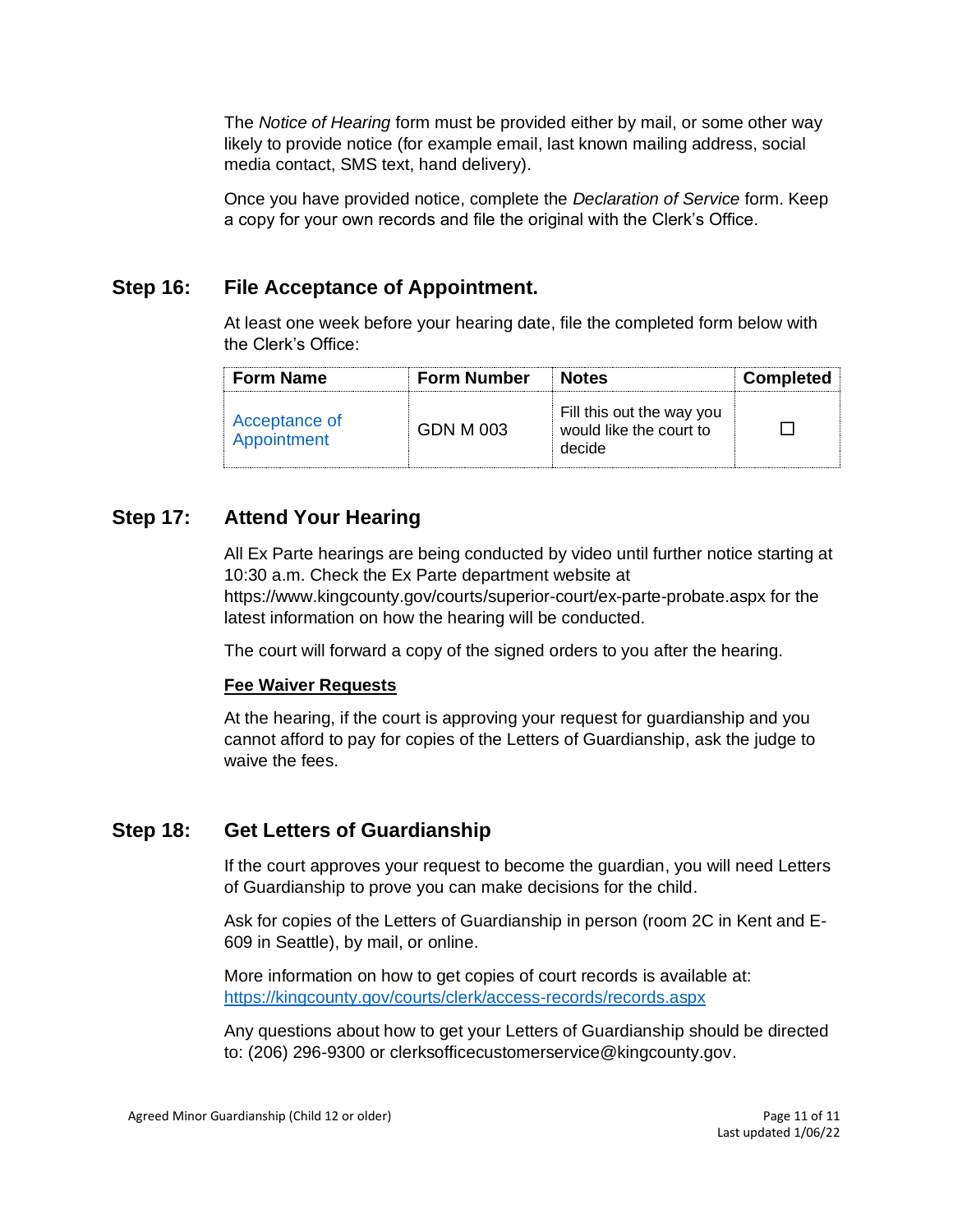The *Notice of Hearing* form must be provided either by mail, or some other way likely to provide notice (for example email, last known mailing address, social media contact, SMS text, hand delivery).

Once you have provided notice, complete the *Declaration of Service* form. Keep a copy for your own records and file the original with the Clerk's Office.

## Step 16: File Acceptance of Appointment.

At least one week before your hearing date, file the completed form below with the Clerk's Office:

| Form Name | Form Number | Notes | Completed |
|---|---|---|---|
| Acceptance of Appointment | GDN M 003 | Fill this out the way you would like the court to decide | ☐ |

## Step 17: Attend Your Hearing

All Ex Parte hearings are being conducted by video until further notice starting at 10:30 a.m. Check the Ex Parte department website at https://www.kingcounty.gov/courts/superior-court/ex-parte-probate.aspx for the latest information on how the hearing will be conducted.

The court will forward a copy of the signed orders to you after the hearing.

**Fee Waiver Requests**

At the hearing, if the court is approving your request for guardianship and you cannot afford to pay for copies of the Letters of Guardianship, ask the judge to waive the fees.

## Step 18: Get Letters of Guardianship

If the court approves your request to become the guardian, you will need Letters of Guardianship to prove you can make decisions for the child.

Ask for copies of the Letters of Guardianship in person (room 2C in Kent and E-609 in Seattle), by mail, or online.

More information on how to get copies of court records is available at: https://kingcounty.gov/courts/clerk/access-records/records.aspx

Any questions about how to get your Letters of Guardianship should be directed to: (206) 296-9300 or clerksofficecustomerservice@kingcounty.gov.